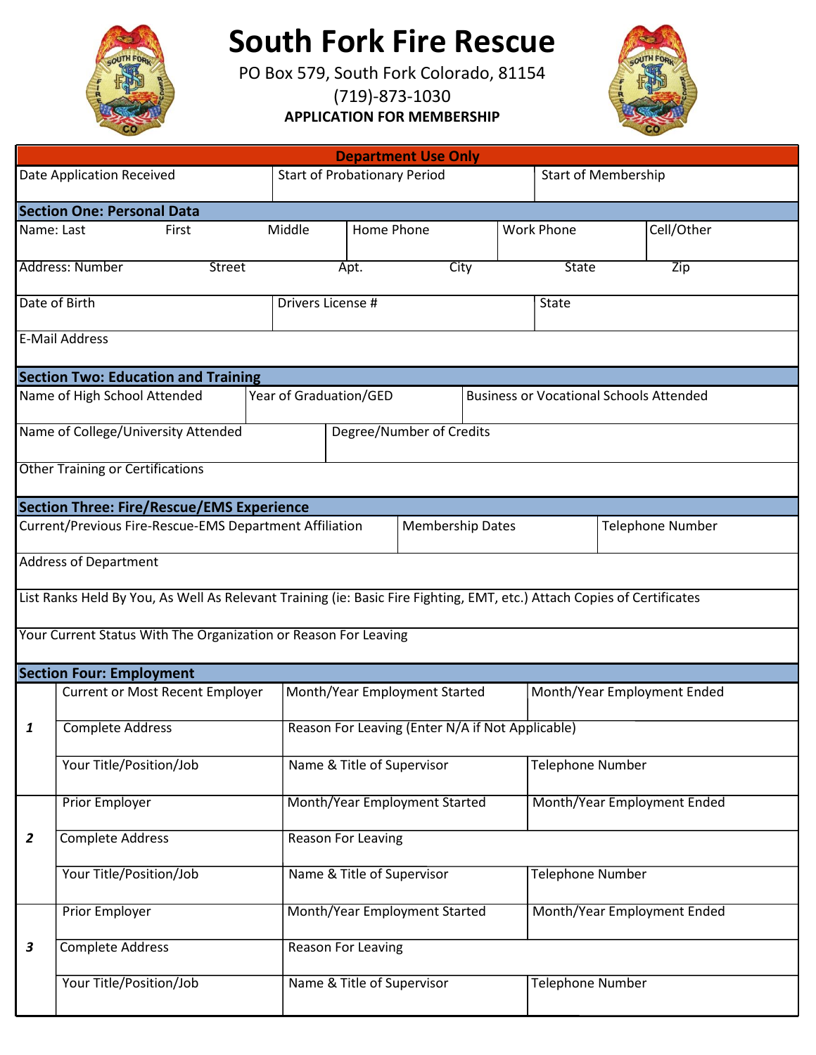# South Fork Fire Rescue

PO Box 579, South Fork Colorado, 81154

(719)-873-1030

**APPLICATION FOR MEMBERSHIP**

| **Department Use Only** | | |
|---|---|---|
| Date Application Received | Start of Probationary Period | Start of Membership |

**Section One: Personal Data**

| Name: Last | First | Middle | Home Phone | Work Phone | Cell/Other |
|---|---|---|---|---|---|
| | | | | | |

| Address: Number | Street | Apt. | City | State | Zip |
|---|---|---|---|---|---|
| | | | | | |

| Date of Birth | Drivers License # | State |
|---|---|---|
| | | |

| E-Mail Address |
|---|
| |

**Section Two: Education and Training**

| Name of High School Attended | Year of Graduation/GED | Business or Vocational Schools Attended |
|---|---|---|
| | | |

| Name of College/University Attended | Degree/Number of Credits |
|---|---|
| | |

| Other Training or Certifications |
|---|
| |

**Section Three: Fire/Rescue/EMS Experience**

| Current/Previous Fire-Rescue-EMS Department Affiliation | Membership Dates | Telephone Number |
|---|---|---|
| | | |

| Address of Department |
|---|
| |

| List Ranks Held By You, As Well As Relevant Training (ie: Basic Fire Fighting, EMT, etc.) Attach Copies of Certificates |
|---|
| |

| Your Current Status With The Organization or Reason For Leaving |
|---|
| |

**Section Four: Employment**

| | | | |
|---|---|---|---|
| ***1*** | Current or Most Recent Employer | Month/Year Employment Started | Month/Year Employment Ended |
| | Complete Address | Reason For Leaving (Enter N/A if Not Applicable) | |
| | Your Title/Position/Job | Name & Title of Supervisor | Telephone Number |
| ***2*** | Prior Employer | Month/Year Employment Started | Month/Year Employment Ended |
| | Complete Address | Reason For Leaving | |
| | Your Title/Position/Job | Name & Title of Supervisor | Telephone Number |
| ***3*** | Prior Employer | Month/Year Employment Started | Month/Year Employment Ended |
| | Complete Address | Reason For Leaving | |
| | Your Title/Position/Job | Name & Title of Supervisor | Telephone Number |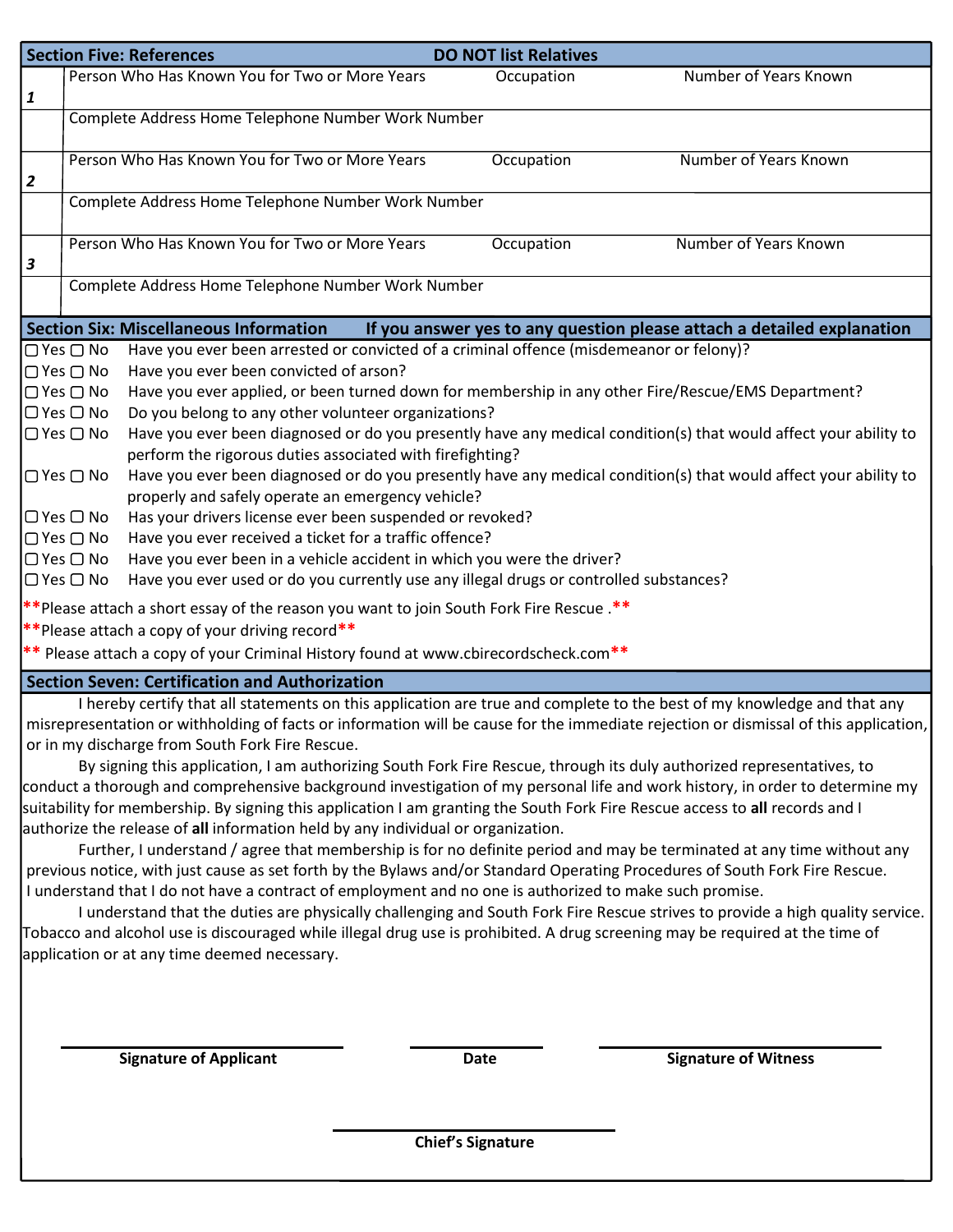## Section Five: References — DO NOT list Relatives

| | | | |
|---|---|---|---|
| 1 | Person Who Has Known You for Two or More Years | Occupation | Number of Years Known |
| | Complete Address Home Telephone Number Work Number | | |
| 2 | Person Who Has Known You for Two or More Years | Occupation | Number of Years Known |
| | Complete Address Home Telephone Number Work Number | | |
| 3 | Person Who Has Known You for Two or More Years | Occupation | Number of Years Known |
| | Complete Address Home Telephone Number Work Number | | |

## Section Six: Miscellaneous Information — If you answer yes to any question please attach a detailed explanation

- ☐ Yes ☐ No Have you ever been arrested or convicted of a criminal offence (misdemeanor or felony)?
- ☐ Yes ☐ No Have you ever been convicted of arson?
- ☐ Yes ☐ No Have you ever applied, or been turned down for membership in any other Fire/Rescue/EMS Department?
- ☐ Yes ☐ No Do you belong to any other volunteer organizations?
- ☐ Yes ☐ No Have you ever been diagnosed or do you presently have any medical condition(s) that would affect your ability to perform the rigorous duties associated with firefighting?
- ☐ Yes ☐ No Have you ever been diagnosed or do you presently have any medical condition(s) that would affect your ability to properly and safely operate an emergency vehicle?
- ☐ Yes ☐ No Has your drivers license ever been suspended or revoked?
- ☐ Yes ☐ No Have you ever received a ticket for a traffic offence?
- ☐ Yes ☐ No Have you ever been in a vehicle accident in which you were the driver?
- ☐ Yes ☐ No Have you ever used or do you currently use any illegal drugs or controlled substances?

**Please attach a short essay of the reason you want to join South Fork Fire Rescue .**

**Please attach a copy of your driving record**

** Please attach a copy of your Criminal History found at www.cbirecordscheck.com**

## Section Seven: Certification and Authorization

I hereby certify that all statements on this application are true and complete to the best of my knowledge and that any misrepresentation or withholding of facts or information will be cause for the immediate rejection or dismissal of this application, or in my discharge from South Fork Fire Rescue.

By signing this application, I am authorizing South Fork Fire Rescue, through its duly authorized representatives, to conduct a thorough and comprehensive background investigation of my personal life and work history, in order to determine my suitability for membership. By signing this application I am granting the South Fork Fire Rescue access to **all** records and I authorize the release of **all** information held by any individual or organization.

Further, I understand / agree that membership is for no definite period and may be terminated at any time without any previous notice, with just cause as set forth by the Bylaws and/or Standard Operating Procedures of South Fork Fire Rescue. I understand that I do not have a contract of employment and no one is authorized to make such promise.

I understand that the duties are physically challenging and South Fork Fire Rescue strives to provide a high quality service. Tobacco and alcohol use is discouraged while illegal drug use is prohibited. A drug screening may be required at the time of application or at any time deemed necessary.

______________________ ______________ ______________________

**Signature of Applicant** **Date** **Signature of Witness**

______________________

**Chief's Signature**